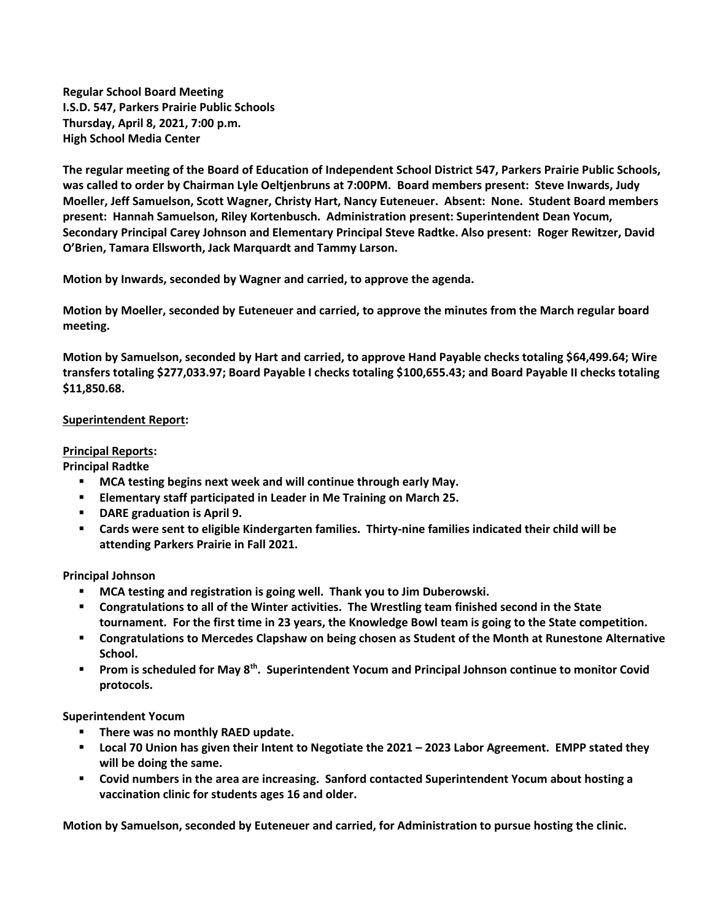**Regular School Board Meeting**
**I.S.D. 547, Parkers Prairie Public Schools**
**Thursday, April 8, 2021, 7:00 p.m.**
**High School Media Center**

**The regular meeting of the Board of Education of Independent School District 547, Parkers Prairie Public Schools, was called to order by Chairman Lyle Oeltjenbruns at 7:00PM. Board members present: Steve Inwards, Judy Moeller, Jeff Samuelson, Scott Wagner, Christy Hart, Nancy Euteneuer. Absent: None. Student Board members present: Hannah Samuelson, Riley Kortenbusch. Administration present: Superintendent Dean Yocum, Secondary Principal Carey Johnson and Elementary Principal Steve Radtke. Also present: Roger Rewitzer, David O'Brien, Tamara Ellsworth, Jack Marquardt and Tammy Larson.**

**Motion by Inwards, seconded by Wagner and carried, to approve the agenda.**

**Motion by Moeller, seconded by Euteneuer and carried, to approve the minutes from the March regular board meeting.**

**Motion by Samuelson, seconded by Hart and carried, to approve Hand Payable checks totaling $64,499.64; Wire transfers totaling $277,033.97; Board Payable I checks totaling $100,655.43; and Board Payable II checks totaling $11,850.68.**

**<u>Superintendent Report</u>:**

**<u>Principal Reports</u>:**

**Principal Radtke**

- **MCA testing begins next week and will continue through early May.**
- **Elementary staff participated in Leader in Me Training on March 25.**
- **DARE graduation is April 9.**
- **Cards were sent to eligible Kindergarten families. Thirty-nine families indicated their child will be attending Parkers Prairie in Fall 2021.**

**Principal Johnson**

- **MCA testing and registration is going well. Thank you to Jim Duberowski.**
- **Congratulations to all of the Winter activities. The Wrestling team finished second in the State tournament. For the first time in 23 years, the Knowledge Bowl team is going to the State competition.**
- **Congratulations to Mercedes Clapshaw on being chosen as Student of the Month at Runestone Alternative School.**
- **Prom is scheduled for May 8th. Superintendent Yocum and Principal Johnson continue to monitor Covid protocols.**

**Superintendent Yocum**

- **There was no monthly RAED update.**
- **Local 70 Union has given their Intent to Negotiate the 2021 – 2023 Labor Agreement. EMPP stated they will be doing the same.**
- **Covid numbers in the area are increasing. Sanford contacted Superintendent Yocum about hosting a vaccination clinic for students ages 16 and older.**

**Motion by Samuelson, seconded by Euteneuer and carried, for Administration to pursue hosting the clinic.**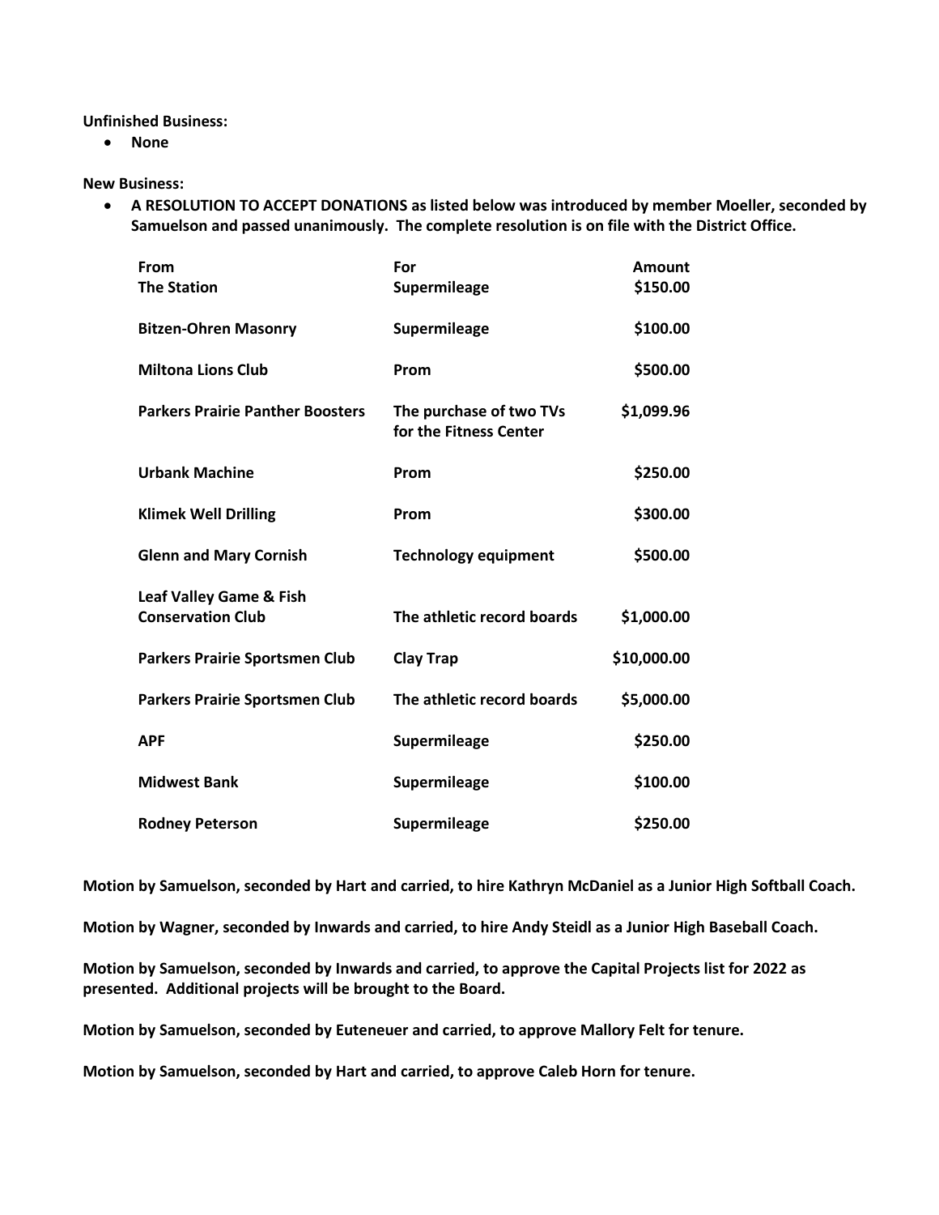**Unfinished Business:**

- **None**

**New Business:**

- **A RESOLUTION TO ACCEPT DONATIONS as listed below was introduced by member Moeller, seconded by Samuelson and passed unanimously. The complete resolution is on file with the District Office.**

| From | For | Amount |
|---|---|---|
| **The Station** | **Supermileage** | **$150.00** |
| **Bitzen-Ohren Masonry** | **Supermileage** | **$100.00** |
| **Miltona Lions Club** | **Prom** | **$500.00** |
| **Parkers Prairie Panther Boosters** | **The purchase of two TVs for the Fitness Center** | **$1,099.96** |
| **Urbank Machine** | **Prom** | **$250.00** |
| **Klimek Well Drilling** | **Prom** | **$300.00** |
| **Glenn and Mary Cornish** | **Technology equipment** | **$500.00** |
| **Leaf Valley Game & Fish Conservation Club** | **The athletic record boards** | **$1,000.00** |
| **Parkers Prairie Sportsmen Club** | **Clay Trap** | **$10,000.00** |
| **Parkers Prairie Sportsmen Club** | **The athletic record boards** | **$5,000.00** |
| **APF** | **Supermileage** | **$250.00** |
| **Midwest Bank** | **Supermileage** | **$100.00** |
| **Rodney Peterson** | **Supermileage** | **$250.00** |

**Motion by Samuelson, seconded by Hart and carried, to hire Kathryn McDaniel as a Junior High Softball Coach.**

**Motion by Wagner, seconded by Inwards and carried, to hire Andy Steidl as a Junior High Baseball Coach.**

**Motion by Samuelson, seconded by Inwards and carried, to approve the Capital Projects list for 2022 as presented. Additional projects will be brought to the Board.**

**Motion by Samuelson, seconded by Euteneuer and carried, to approve Mallory Felt for tenure.**

**Motion by Samuelson, seconded by Hart and carried, to approve Caleb Horn for tenure.**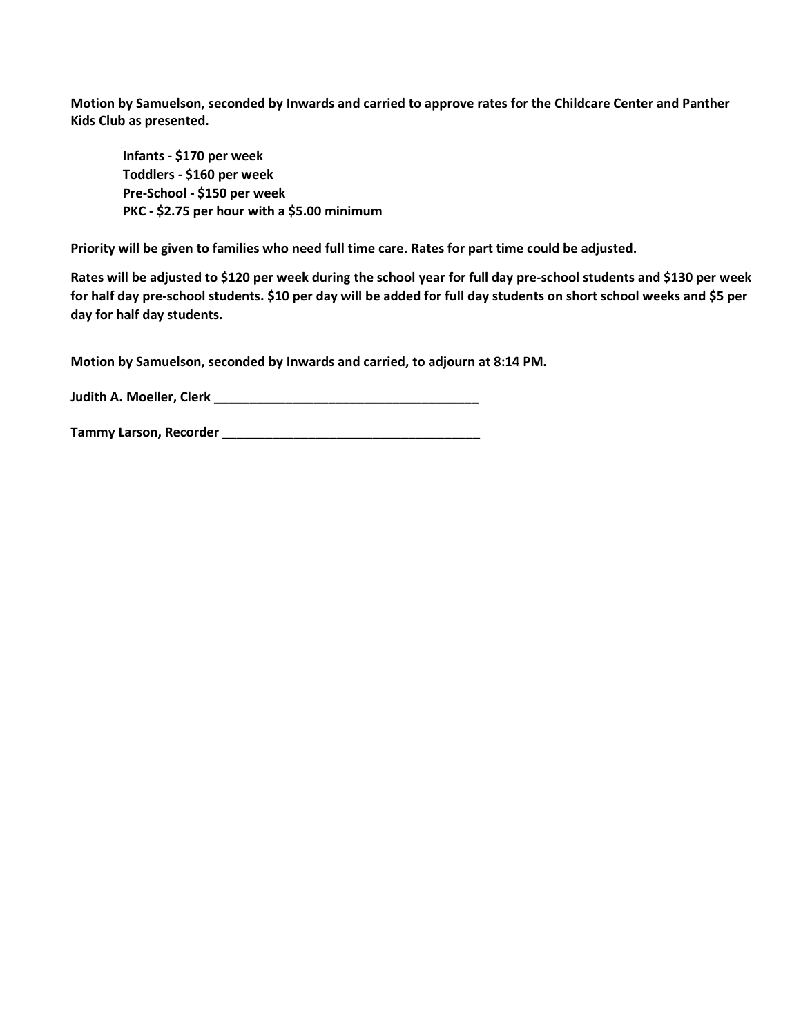**Motion by Samuelson, seconded by Inwards and carried to approve rates for the Childcare Center and Panther Kids Club as presented.**

**Infants - $170 per week**
**Toddlers - $160 per week**
**Pre-School - $150 per week**
**PKC - $2.75 per hour with a $5.00 minimum**

**Priority will be given to families who need full time care. Rates for part time could be adjusted.**

**Rates will be adjusted to $120 per week during the school year for full day pre-school students and $130 per week for half day pre-school students. $10 per day will be added for full day students on short school weeks and $5 per day for half day students.**

**Motion by Samuelson, seconded by Inwards and carried, to adjourn at 8:14 PM.**

**Judith A. Moeller, Clerk ____________________________________**

**Tammy Larson, Recorder ___________________________________**